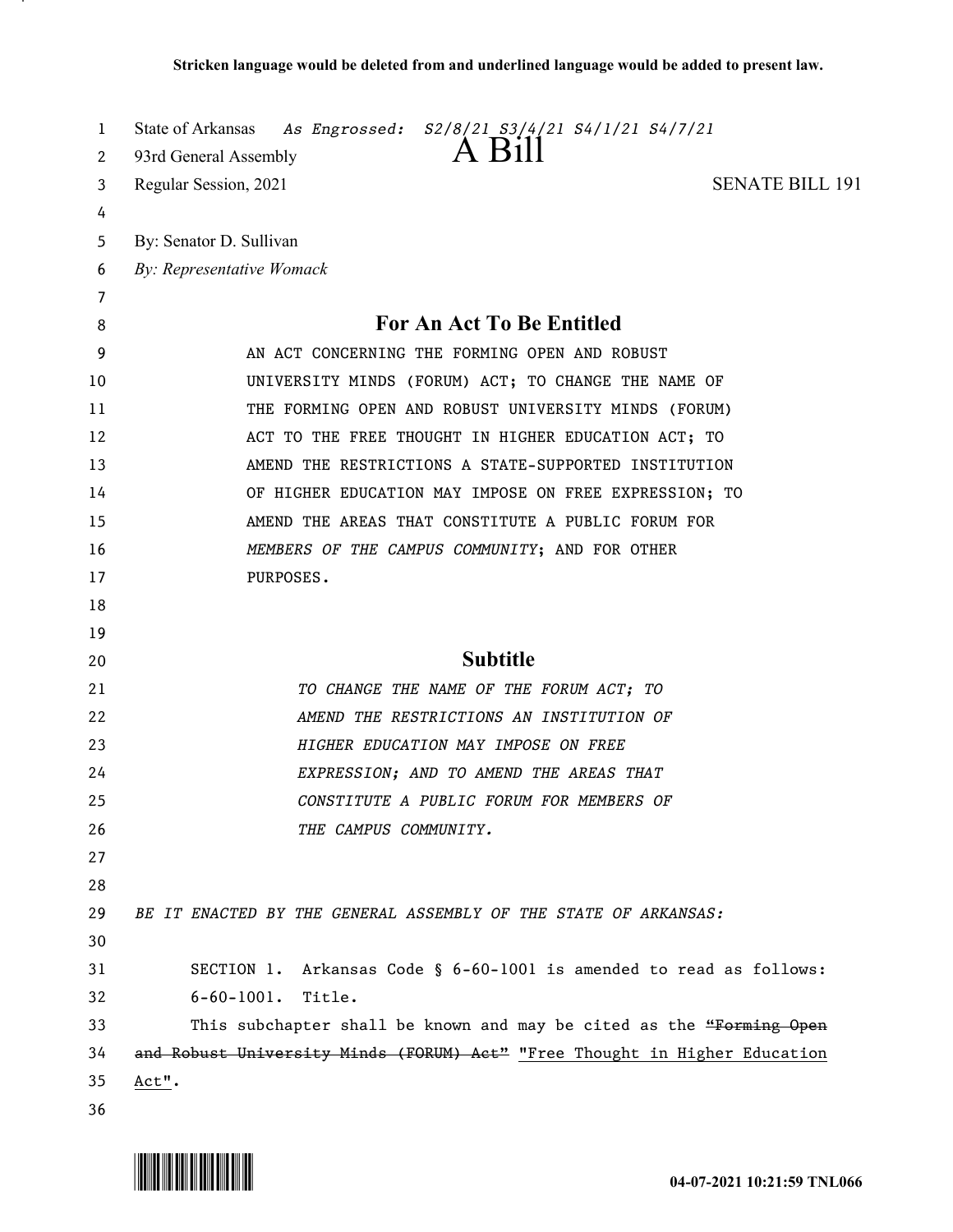**Stricken language would be deleted from and underlined language would be added to present law.**

State of Arkansas *As Engrossed: S2/8/21 S3/4/21 S4/1/21 S4/7/21*

93rd General Assembly

# A Bill

Regular Session, 2021 SENATE BILL 191

By: Senator D. Sullivan

*By: Representative Womack*

## For An Act To Be Entitled

AN ACT CONCERNING THE FORMING OPEN AND ROBUST UNIVERSITY MINDS (FORUM) ACT; TO CHANGE THE NAME OF THE FORMING OPEN AND ROBUST UNIVERSITY MINDS (FORUM) ACT TO THE FREE THOUGHT IN HIGHER EDUCATION ACT; TO AMEND THE RESTRICTIONS A STATE-SUPPORTED INSTITUTION OF HIGHER EDUCATION MAY IMPOSE ON FREE EXPRESSION; TO AMEND THE AREAS THAT CONSTITUTE A PUBLIC FORUM FOR *MEMBERS OF THE CAMPUS COMMUNITY*; AND FOR OTHER PURPOSES.

## Subtitle

*TO CHANGE THE NAME OF THE FORUM ACT; TO AMEND THE RESTRICTIONS AN INSTITUTION OF HIGHER EDUCATION MAY IMPOSE ON FREE EXPRESSION; AND TO AMEND THE AREAS THAT CONSTITUTE A PUBLIC FORUM FOR MEMBERS OF THE CAMPUS COMMUNITY.*

*BE IT ENACTED BY THE GENERAL ASSEMBLY OF THE STATE OF ARKANSAS:*

SECTION 1. Arkansas Code § 6-60-1001 is amended to read as follows:

6-60-1001. Title.

This subchapter shall be known and may be cited as the ~~"Forming Open and Robust University Minds (FORUM) Act"~~ <u>"Free Thought in Higher Education Act"</u>.

04-07-2021 10:21:59 TNL066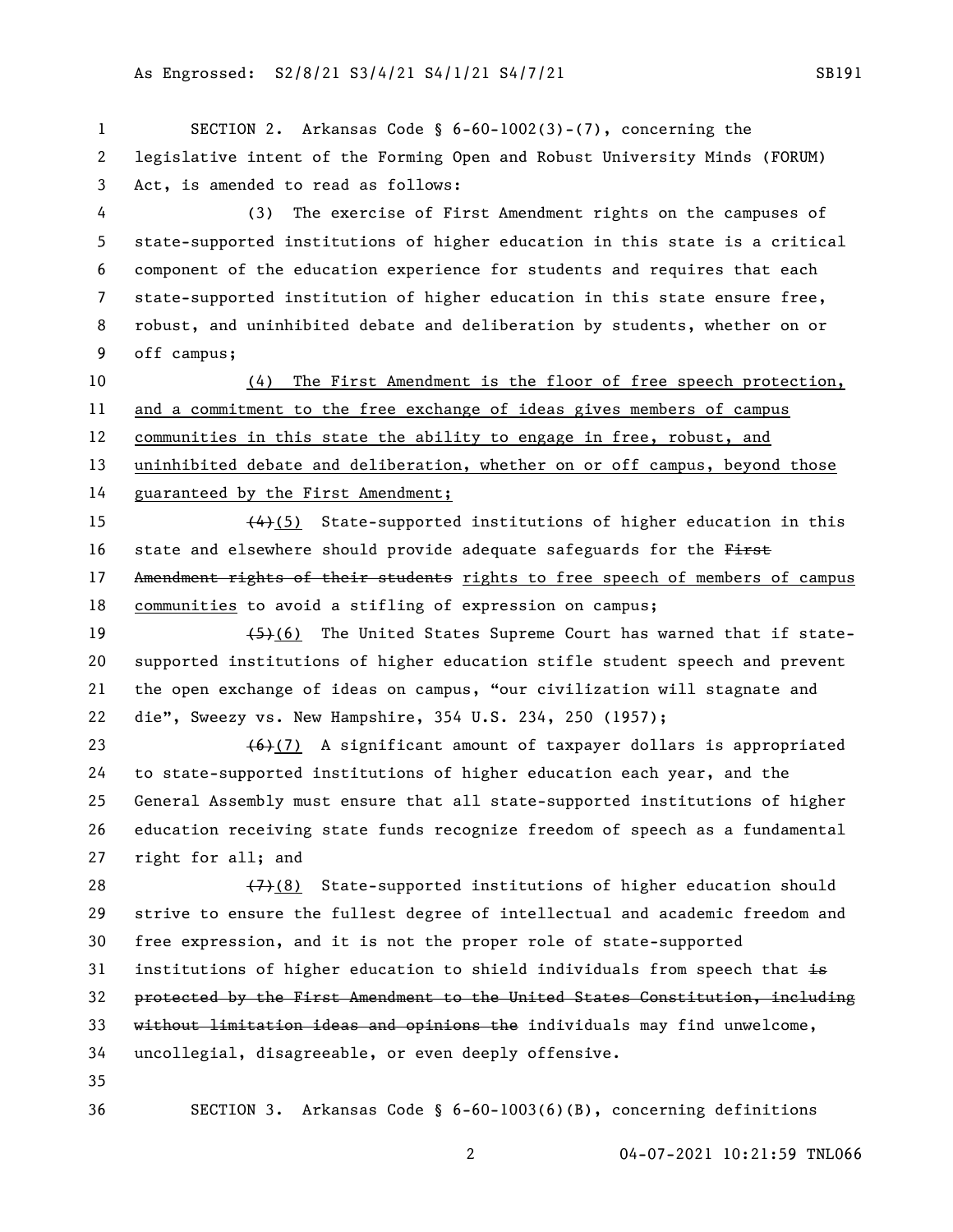SECTION 2. Arkansas Code § 6-60-1002(3)-(7), concerning the legislative intent of the Forming Open and Robust University Minds (FORUM) Act, is amended to read as follows:

(3) The exercise of First Amendment rights on the campuses of state-supported institutions of higher education in this state is a critical component of the education experience for students and requires that each state-supported institution of higher education in this state ensure free, robust, and uninhibited debate and deliberation by students, whether on or off campus;

<u>(4) The First Amendment is the floor of free speech protection, and a commitment to the free exchange of ideas gives members of campus communities in this state the ability to engage in free, robust, and uninhibited debate and deliberation, whether on or off campus, beyond those guaranteed by the First Amendment;</u>

~~(4)~~<u>(5)</u> State-supported institutions of higher education in this state and elsewhere should provide adequate safeguards for the ~~First Amendment rights of their students~~ <u>rights to free speech of members of campus communities</u> to avoid a stifling of expression on campus;

~~(5)~~<u>(6)</u> The United States Supreme Court has warned that if state-supported institutions of higher education stifle student speech and prevent the open exchange of ideas on campus, "our civilization will stagnate and die", Sweezy vs. New Hampshire, 354 U.S. 234, 250 (1957);

~~(6)~~<u>(7)</u> A significant amount of taxpayer dollars is appropriated to state-supported institutions of higher education each year, and the General Assembly must ensure that all state-supported institutions of higher education receiving state funds recognize freedom of speech as a fundamental right for all; and

~~(7)~~<u>(8)</u> State-supported institutions of higher education should strive to ensure the fullest degree of intellectual and academic freedom and free expression, and it is not the proper role of state-supported institutions of higher education to shield individuals from speech that ~~is protected by the First Amendment to the United States Constitution, including without limitation ideas and opinions the~~ individuals may find unwelcome, uncollegial, disagreeable, or even deeply offensive.

SECTION 3. Arkansas Code § 6-60-1003(6)(B), concerning definitions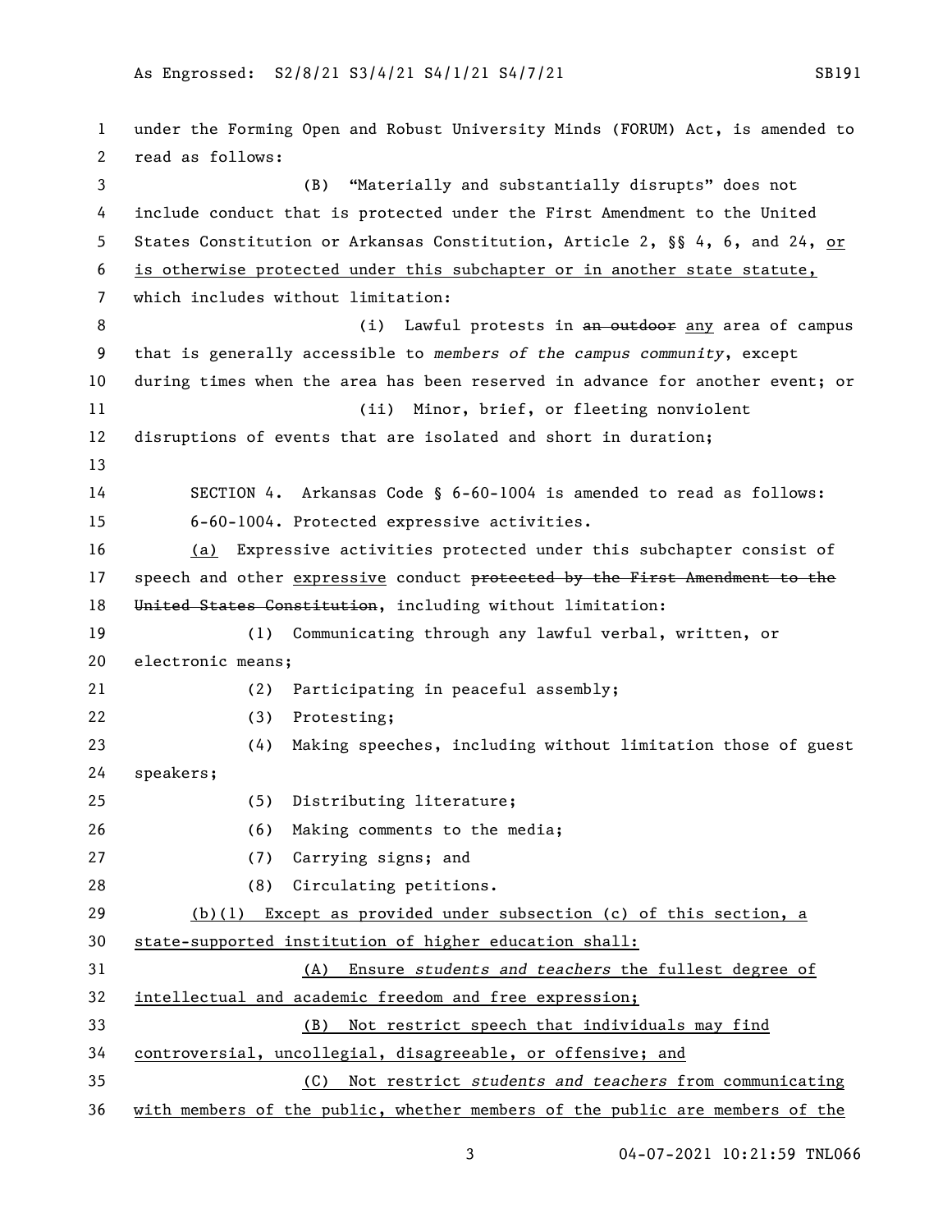under the Forming Open and Robust University Minds (FORUM) Act, is amended to read as follows:

(B) "Materially and substantially disrupts" does not include conduct that is protected under the First Amendment to the United States Constitution or Arkansas Constitution, Article 2, §§ 4, 6, and 24, <u>or is otherwise protected under this subchapter or in another state statute,</u> which includes without limitation:

(i) Lawful protests in ~~an outdoor~~ <u>any</u> area of campus that is generally accessible to *members of the campus community*, except during times when the area has been reserved in advance for another event; or

(ii) Minor, brief, or fleeting nonviolent disruptions of events that are isolated and short in duration;

SECTION 4. Arkansas Code § 6-60-1004 is amended to read as follows:

6-60-1004. Protected expressive activities.

<u>(a)</u> Expressive activities protected under this subchapter consist of speech and other <u>expressive</u> conduct ~~protected by the First Amendment to the United States Constitution~~, including without limitation:

(1) Communicating through any lawful verbal, written, or electronic means;

(2) Participating in peaceful assembly;

(3) Protesting;

(4) Making speeches, including without limitation those of guest speakers;

(5) Distributing literature;

(6) Making comments to the media;

(7) Carrying signs; and

(8) Circulating petitions.

<u>(b)(1) Except as provided under subsection (c) of this section, a state-supported institution of higher education shall:</u>

<u>(A) Ensure *students and teachers* the fullest degree of intellectual and academic freedom and free expression;</u>

<u>(B) Not restrict speech that individuals may find controversial, uncollegial, disagreeable, or offensive; and</u>

<u>(C) Not restrict *students and teachers* from communicating with members of the public, whether members of the public are members of the</u>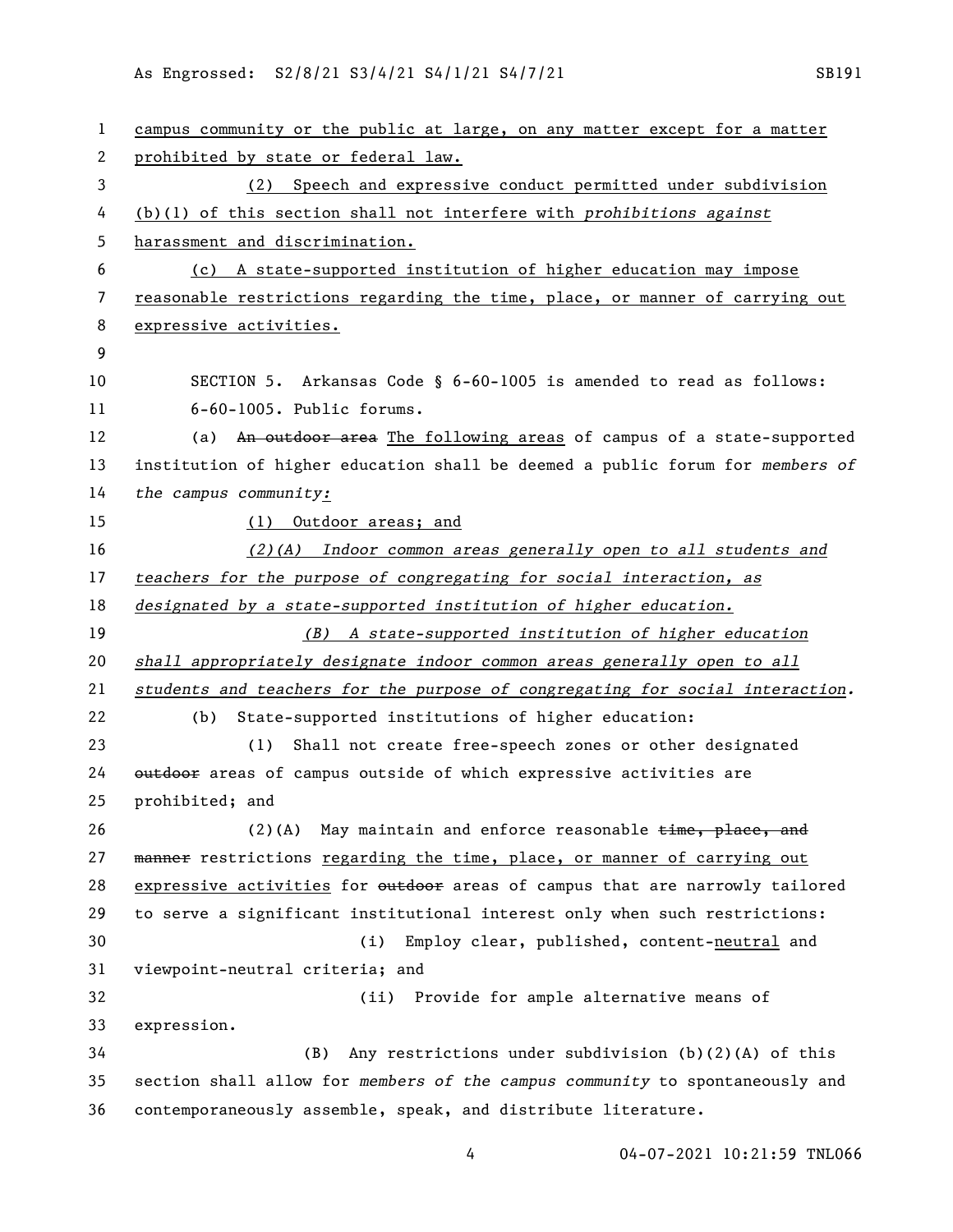campus community or the public at large, on any matter except for a matter prohibited by state or federal law.

(2) Speech and expressive conduct permitted under subdivision (b)(1) of this section shall not interfere with *prohibitions against* harassment and discrimination.

(c) A state-supported institution of higher education may impose reasonable restrictions regarding the time, place, or manner of carrying out expressive activities.

SECTION 5. Arkansas Code § 6-60-1005 is amended to read as follows:

6-60-1005. Public forums.

(a) ~~An outdoor area~~ The following areas of campus of a state-supported institution of higher education shall be deemed a public forum for *members of the campus community:*

(1) Outdoor areas; and

*(2)(A) Indoor common areas generally open to all students and teachers for the purpose of congregating for social interaction, as designated by a state-supported institution of higher education.*

*(B) A state-supported institution of higher education shall appropriately designate indoor common areas generally open to all students and teachers for the purpose of congregating for social interaction.*

(b) State-supported institutions of higher education:

(1) Shall not create free-speech zones or other designated ~~outdoor~~ areas of campus outside of which expressive activities are prohibited; and

(2)(A) May maintain and enforce reasonable ~~time, place, and manner~~ restrictions regarding the time, place, or manner of carrying out expressive activities for ~~outdoor~~ areas of campus that are narrowly tailored to serve a significant institutional interest only when such restrictions:

(i) Employ clear, published, content-neutral and viewpoint-neutral criteria; and

(ii) Provide for ample alternative means of expression.

(B) Any restrictions under subdivision (b)(2)(A) of this section shall allow for *members of the campus community* to spontaneously and contemporaneously assemble, speak, and distribute literature.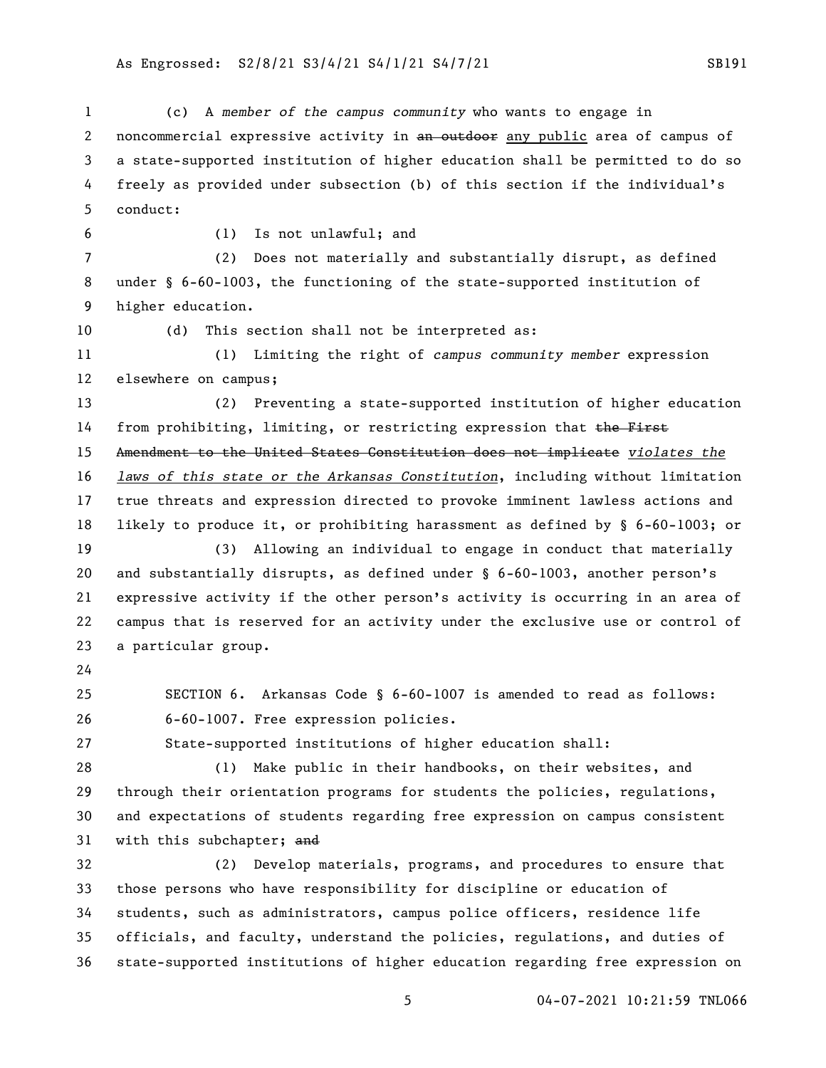(c) A *member of the campus community* who wants to engage in noncommercial expressive activity in ~~an outdoor~~ <u>any public</u> area of campus of a state-supported institution of higher education shall be permitted to do so freely as provided under subsection (b) of this section if the individual's conduct:

(1) Is not unlawful; and

(2) Does not materially and substantially disrupt, as defined under § 6-60-1003, the functioning of the state-supported institution of higher education.

(d) This section shall not be interpreted as:

(1) Limiting the right of *campus community member* expression elsewhere on campus;

(2) Preventing a state-supported institution of higher education from prohibiting, limiting, or restricting expression that ~~the First Amendment to the United States Constitution does not implicate~~ <u>*violates the laws of this state or the Arkansas Constitution*</u>, including without limitation true threats and expression directed to provoke imminent lawless actions and likely to produce it, or prohibiting harassment as defined by § 6-60-1003; or

(3) Allowing an individual to engage in conduct that materially and substantially disrupts, as defined under § 6-60-1003, another person's expressive activity if the other person's activity is occurring in an area of campus that is reserved for an activity under the exclusive use or control of a particular group.

SECTION 6. Arkansas Code § 6-60-1007 is amended to read as follows:

6-60-1007. Free expression policies.

State-supported institutions of higher education shall:

(1) Make public in their handbooks, on their websites, and through their orientation programs for students the policies, regulations, and expectations of students regarding free expression on campus consistent with this subchapter; ~~and~~

(2) Develop materials, programs, and procedures to ensure that those persons who have responsibility for discipline or education of students, such as administrators, campus police officers, residence life officials, and faculty, understand the policies, regulations, and duties of state-supported institutions of higher education regarding free expression on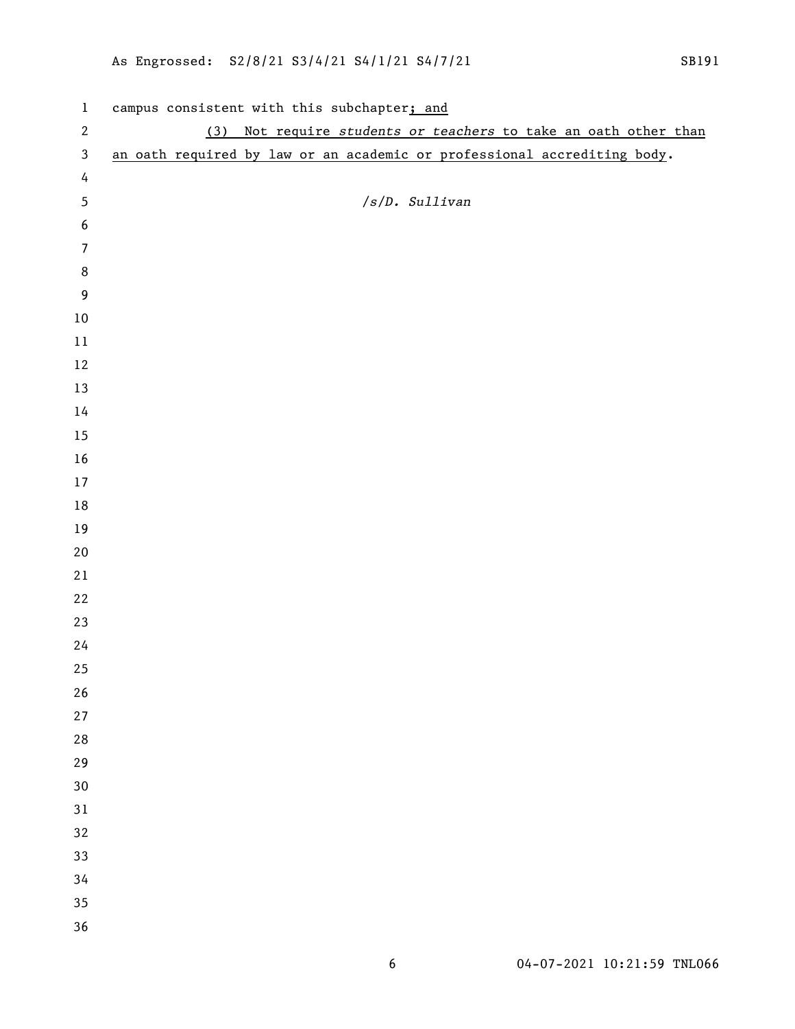campus consistent with this subchapter; and

(3) Not require *students or teachers* to take an oath other than an oath required by law or an academic or professional accrediting body.

*/s/D. Sullivan*